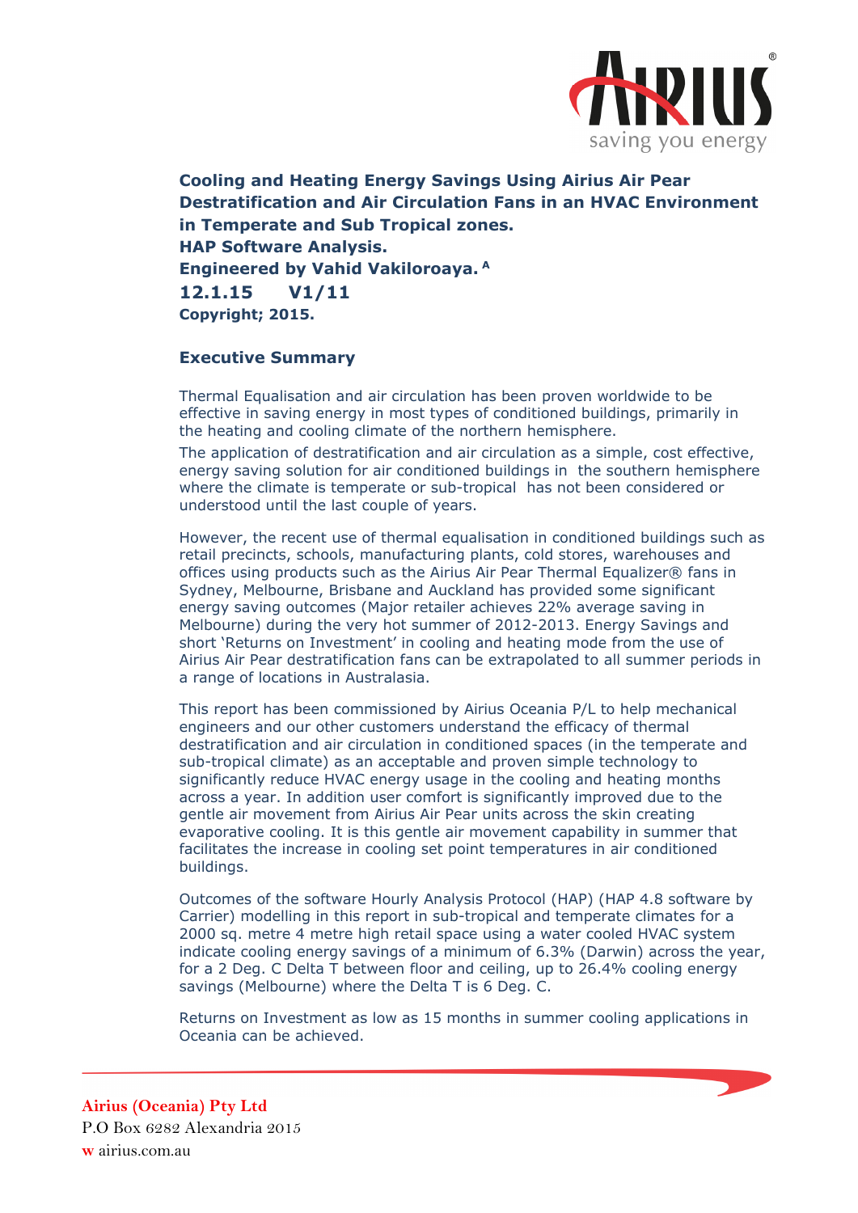**Cooling and Heating Energy Savings Using Airius Air Pear Destratification and Air Circulation Fans in an HVAC Environment in Temperate and Sub Tropical zones.**
**HAP Software Analysis.**
**Engineered by Vahid Vakiloroaya.** [A]
**12.1.15 V1/11**
**Copyright; 2015.**

## Executive Summary

Thermal Equalisation and air circulation has been proven worldwide to be effective in saving energy in most types of conditioned buildings, primarily in the heating and cooling climate of the northern hemisphere.

The application of destratification and air circulation as a simple, cost effective, energy saving solution for air conditioned buildings in the southern hemisphere where the climate is temperate or sub-tropical has not been considered or understood until the last couple of years.

However, the recent use of thermal equalisation in conditioned buildings such as retail precincts, schools, manufacturing plants, cold stores, warehouses and offices using products such as the Airius Air Pear Thermal Equalizer® fans in Sydney, Melbourne, Brisbane and Auckland has provided some significant energy saving outcomes (Major retailer achieves 22% average saving in Melbourne) during the very hot summer of 2012-2013. Energy Savings and short 'Returns on Investment' in cooling and heating mode from the use of Airius Air Pear destratification fans can be extrapolated to all summer periods in a range of locations in Australasia.

This report has been commissioned by Airius Oceania P/L to help mechanical engineers and our other customers understand the efficacy of thermal destratification and air circulation in conditioned spaces (in the temperate and sub-tropical climate) as an acceptable and proven simple technology to significantly reduce HVAC energy usage in the cooling and heating months across a year. In addition user comfort is significantly improved due to the gentle air movement from Airius Air Pear units across the skin creating evaporative cooling. It is this gentle air movement capability in summer that facilitates the increase in cooling set point temperatures in air conditioned buildings.

Outcomes of the software Hourly Analysis Protocol (HAP) (HAP 4.8 software by Carrier) modelling in this report in sub-tropical and temperate climates for a 2000 sq. metre 4 metre high retail space using a water cooled HVAC system indicate cooling energy savings of a minimum of 6.3% (Darwin) across the year, for a 2 Deg. C Delta T between floor and ceiling, up to 26.4% cooling energy savings (Melbourne) where the Delta T is 6 Deg. C.

Returns on Investment as low as 15 months in summer cooling applications in Oceania can be achieved.

**Airius (Oceania) Pty Ltd**
P.O Box 6282 Alexandria 2015
**w** airius.com.au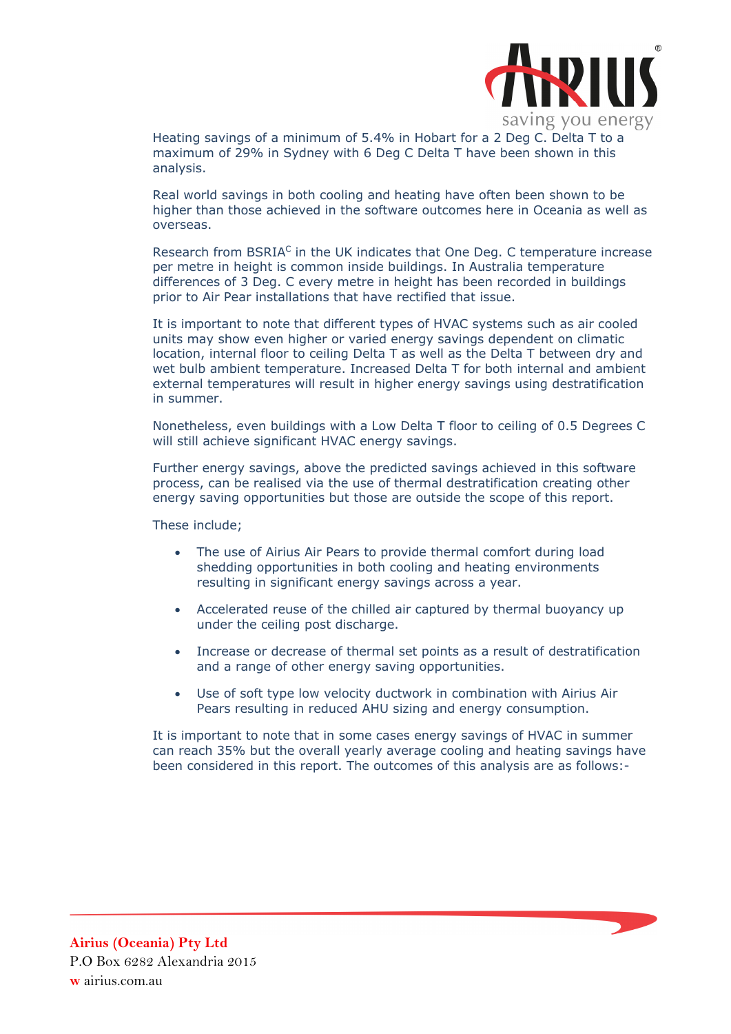Heating savings of a minimum of 5.4% in Hobart for a 2 Deg C. Delta T to a maximum of 29% in Sydney with 6 Deg C Delta T have been shown in this analysis.

Real world savings in both cooling and heating have often been shown to be higher than those achieved in the software outcomes here in Oceania as well as overseas.

Research from BSRIA[C] in the UK indicates that One Deg. C temperature increase per metre in height is common inside buildings. In Australia temperature differences of 3 Deg. C every metre in height has been recorded in buildings prior to Air Pear installations that have rectified that issue.

It is important to note that different types of HVAC systems such as air cooled units may show even higher or varied energy savings dependent on climatic location, internal floor to ceiling Delta T as well as the Delta T between dry and wet bulb ambient temperature. Increased Delta T for both internal and ambient external temperatures will result in higher energy savings using destratification in summer.

Nonetheless, even buildings with a Low Delta T floor to ceiling of 0.5 Degrees C will still achieve significant HVAC energy savings.

Further energy savings, above the predicted savings achieved in this software process, can be realised via the use of thermal destratification creating other energy saving opportunities but those are outside the scope of this report.

These include;

- The use of Airius Air Pears to provide thermal comfort during load shedding opportunities in both cooling and heating environments resulting in significant energy savings across a year.
- Accelerated reuse of the chilled air captured by thermal buoyancy up under the ceiling post discharge.
- Increase or decrease of thermal set points as a result of destratification and a range of other energy saving opportunities.
- Use of soft type low velocity ductwork in combination with Airius Air Pears resulting in reduced AHU sizing and energy consumption.

It is important to note that in some cases energy savings of HVAC in summer can reach 35% but the overall yearly average cooling and heating savings have been considered in this report. The outcomes of this analysis are as follows:-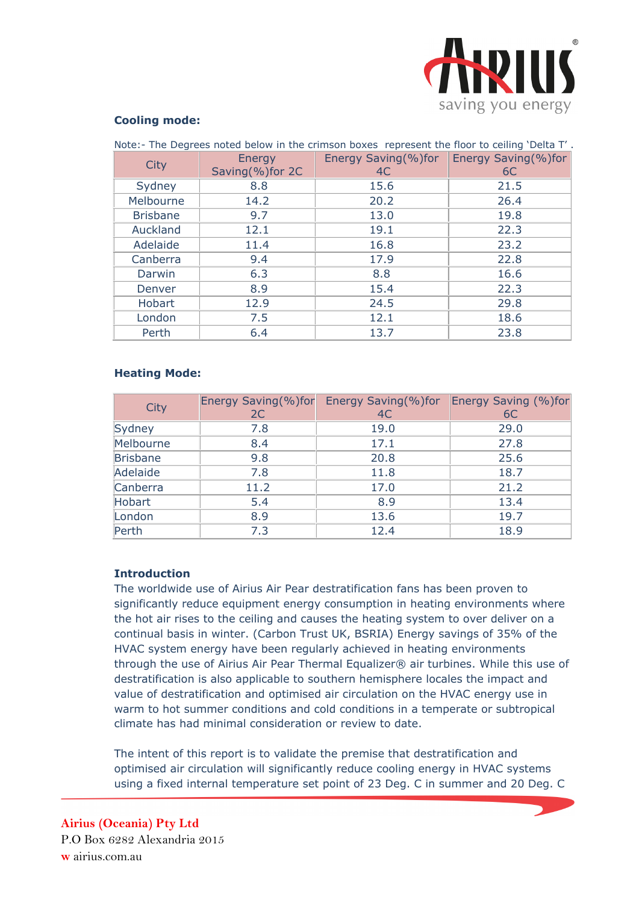**Cooling mode:**

Note:- The Degrees noted below in the crimson boxes represent the floor to ceiling 'Delta T'.

| City | Energy Saving(%)for 2C | Energy Saving(%)for 4C | Energy Saving(%)for 6C |
|---|---|---|---|
| Sydney | 8.8 | 15.6 | 21.5 |
| Melbourne | 14.2 | 20.2 | 26.4 |
| Brisbane | 9.7 | 13.0 | 19.8 |
| Auckland | 12.1 | 19.1 | 22.3 |
| Adelaide | 11.4 | 16.8 | 23.2 |
| Canberra | 9.4 | 17.9 | 22.8 |
| Darwin | 6.3 | 8.8 | 16.6 |
| Denver | 8.9 | 15.4 | 22.3 |
| Hobart | 12.9 | 24.5 | 29.8 |
| London | 7.5 | 12.1 | 18.6 |
| Perth | 6.4 | 13.7 | 23.8 |

**Heating Mode:**

| City | Energy Saving(%)for 2C | Energy Saving(%)for 4C | Energy Saving (%)for 6C |
|---|---|---|---|
| Sydney | 7.8 | 19.0 | 29.0 |
| Melbourne | 8.4 | 17.1 | 27.8 |
| Brisbane | 9.8 | 20.8 | 25.6 |
| Adelaide | 7.8 | 11.8 | 18.7 |
| Canberra | 11.2 | 17.0 | 21.2 |
| Hobart | 5.4 | 8.9 | 13.4 |
| London | 8.9 | 13.6 | 19.7 |
| Perth | 7.3 | 12.4 | 18.9 |

**Introduction**

The worldwide use of Airius Air Pear destratification fans has been proven to significantly reduce equipment energy consumption in heating environments where the hot air rises to the ceiling and causes the heating system to over deliver on a continual basis in winter. (Carbon Trust UK, BSRIA) Energy savings of 35% of the HVAC system energy have been regularly achieved in heating environments through the use of Airius Air Pear Thermal Equalizer® air turbines. While this use of destratification is also applicable to southern hemisphere locales the impact and value of destratification and optimised air circulation on the HVAC energy use in warm to hot summer conditions and cold conditions in a temperate or subtropical climate has had minimal consideration or review to date.

The intent of this report is to validate the premise that destratification and optimised air circulation will significantly reduce cooling energy in HVAC systems using a fixed internal temperature set point of 23 Deg. C in summer and 20 Deg. C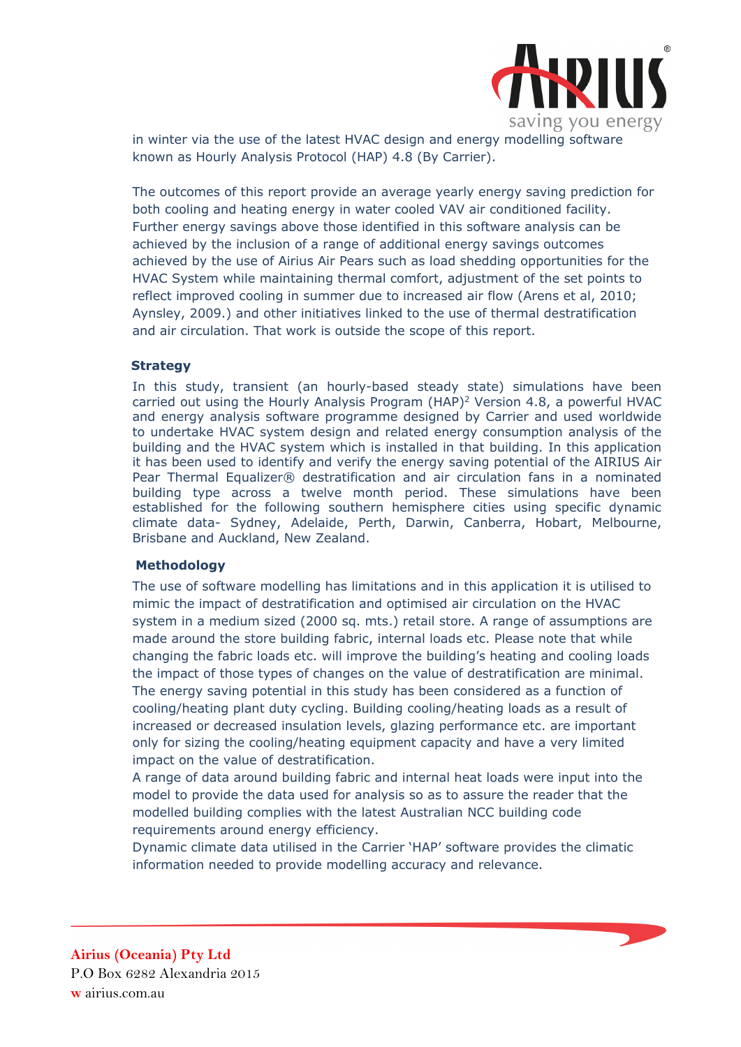in winter via the use of the latest HVAC design and energy modelling software known as Hourly Analysis Protocol (HAP) 4.8 (By Carrier).

The outcomes of this report provide an average yearly energy saving prediction for both cooling and heating energy in water cooled VAV air conditioned facility. Further energy savings above those identified in this software analysis can be achieved by the inclusion of a range of additional energy savings outcomes achieved by the use of Airius Air Pears such as load shedding opportunities for the HVAC System while maintaining thermal comfort, adjustment of the set points to reflect improved cooling in summer due to increased air flow (Arens et al, 2010; Aynsley, 2009.) and other initiatives linked to the use of thermal destratification and air circulation. That work is outside the scope of this report.

**Strategy**

In this study, transient (an hourly-based steady state) simulations have been carried out using the Hourly Analysis Program (HAP)[2] Version 4.8, a powerful HVAC and energy analysis software programme designed by Carrier and used worldwide to undertake HVAC system design and related energy consumption analysis of the building and the HVAC system which is installed in that building. In this application it has been used to identify and verify the energy saving potential of the AIRIUS Air Pear Thermal Equalizer® destratification and air circulation fans in a nominated building type across a twelve month period. These simulations have been established for the following southern hemisphere cities using specific dynamic climate data- Sydney, Adelaide, Perth, Darwin, Canberra, Hobart, Melbourne, Brisbane and Auckland, New Zealand.

**Methodology**

The use of software modelling has limitations and in this application it is utilised to mimic the impact of destratification and optimised air circulation on the HVAC system in a medium sized (2000 sq. mts.) retail store. A range of assumptions are made around the store building fabric, internal loads etc. Please note that while changing the fabric loads etc. will improve the building's heating and cooling loads the impact of those types of changes on the value of destratification are minimal. The energy saving potential in this study has been considered as a function of cooling/heating plant duty cycling. Building cooling/heating loads as a result of increased or decreased insulation levels, glazing performance etc. are important only for sizing the cooling/heating equipment capacity and have a very limited impact on the value of destratification.

A range of data around building fabric and internal heat loads were input into the model to provide the data used for analysis so as to assure the reader that the modelled building complies with the latest Australian NCC building code requirements around energy efficiency.

Dynamic climate data utilised in the Carrier 'HAP' software provides the climatic information needed to provide modelling accuracy and relevance.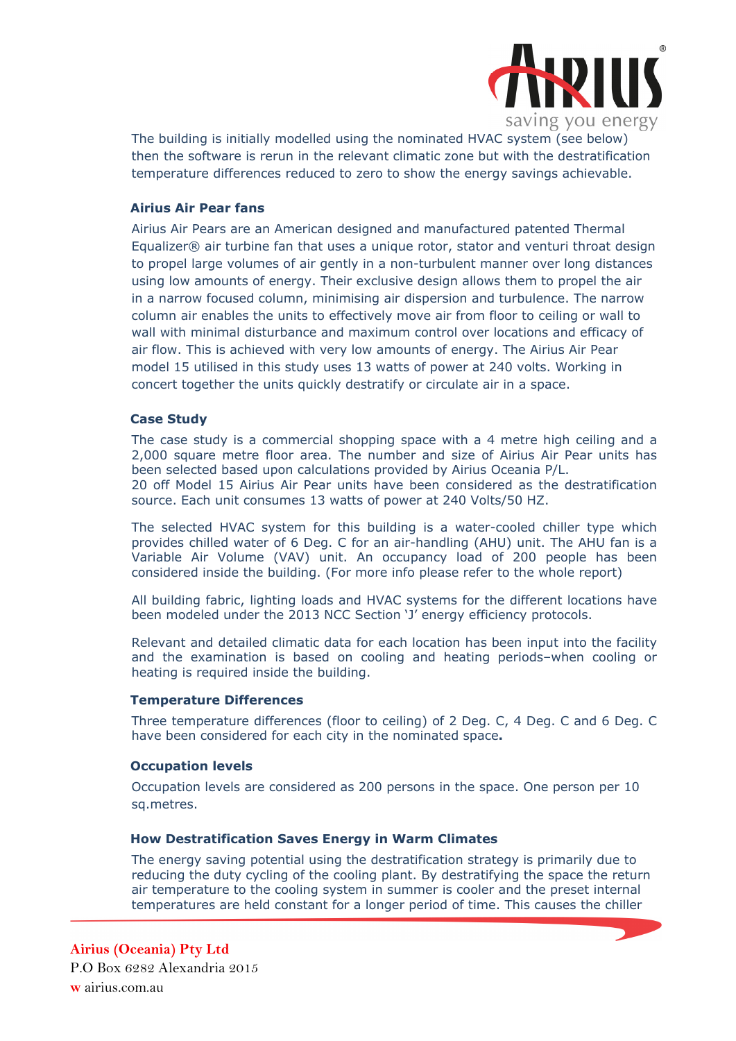The building is initially modelled using the nominated HVAC system (see below) then the software is rerun in the relevant climatic zone but with the destratification temperature differences reduced to zero to show the energy savings achievable.

### Airius Air Pear fans

Airius Air Pears are an American designed and manufactured patented Thermal Equalizer® air turbine fan that uses a unique rotor, stator and venturi throat design to propel large volumes of air gently in a non-turbulent manner over long distances using low amounts of energy. Their exclusive design allows them to propel the air in a narrow focused column, minimising air dispersion and turbulence. The narrow column air enables the units to effectively move air from floor to ceiling or wall to wall with minimal disturbance and maximum control over locations and efficacy of air flow. This is achieved with very low amounts of energy. The Airius Air Pear model 15 utilised in this study uses 13 watts of power at 240 volts. Working in concert together the units quickly destratify or circulate air in a space.

### Case Study

The case study is a commercial shopping space with a 4 metre high ceiling and a 2,000 square metre floor area. The number and size of Airius Air Pear units has been selected based upon calculations provided by Airius Oceania P/L.
20 off Model 15 Airius Air Pear units have been considered as the destratification source. Each unit consumes 13 watts of power at 240 Volts/50 HZ.

The selected HVAC system for this building is a water-cooled chiller type which provides chilled water of 6 Deg. C for an air-handling (AHU) unit. The AHU fan is a Variable Air Volume (VAV) unit. An occupancy load of 200 people has been considered inside the building. (For more info please refer to the whole report)

All building fabric, lighting loads and HVAC systems for the different locations have been modeled under the 2013 NCC Section 'J' energy efficiency protocols.

Relevant and detailed climatic data for each location has been input into the facility and the examination is based on cooling and heating periods–when cooling or heating is required inside the building.

### Temperature Differences

Three temperature differences (floor to ceiling) of 2 Deg. C, 4 Deg. C and 6 Deg. C have been considered for each city in the nominated space.

### Occupation levels

Occupation levels are considered as 200 persons in the space. One person per 10 sq.metres.

### How Destratification Saves Energy in Warm Climates

The energy saving potential using the destratification strategy is primarily due to reducing the duty cycling of the cooling plant. By destratifying the space the return air temperature to the cooling system in summer is cooler and the preset internal temperatures are held constant for a longer period of time. This causes the chiller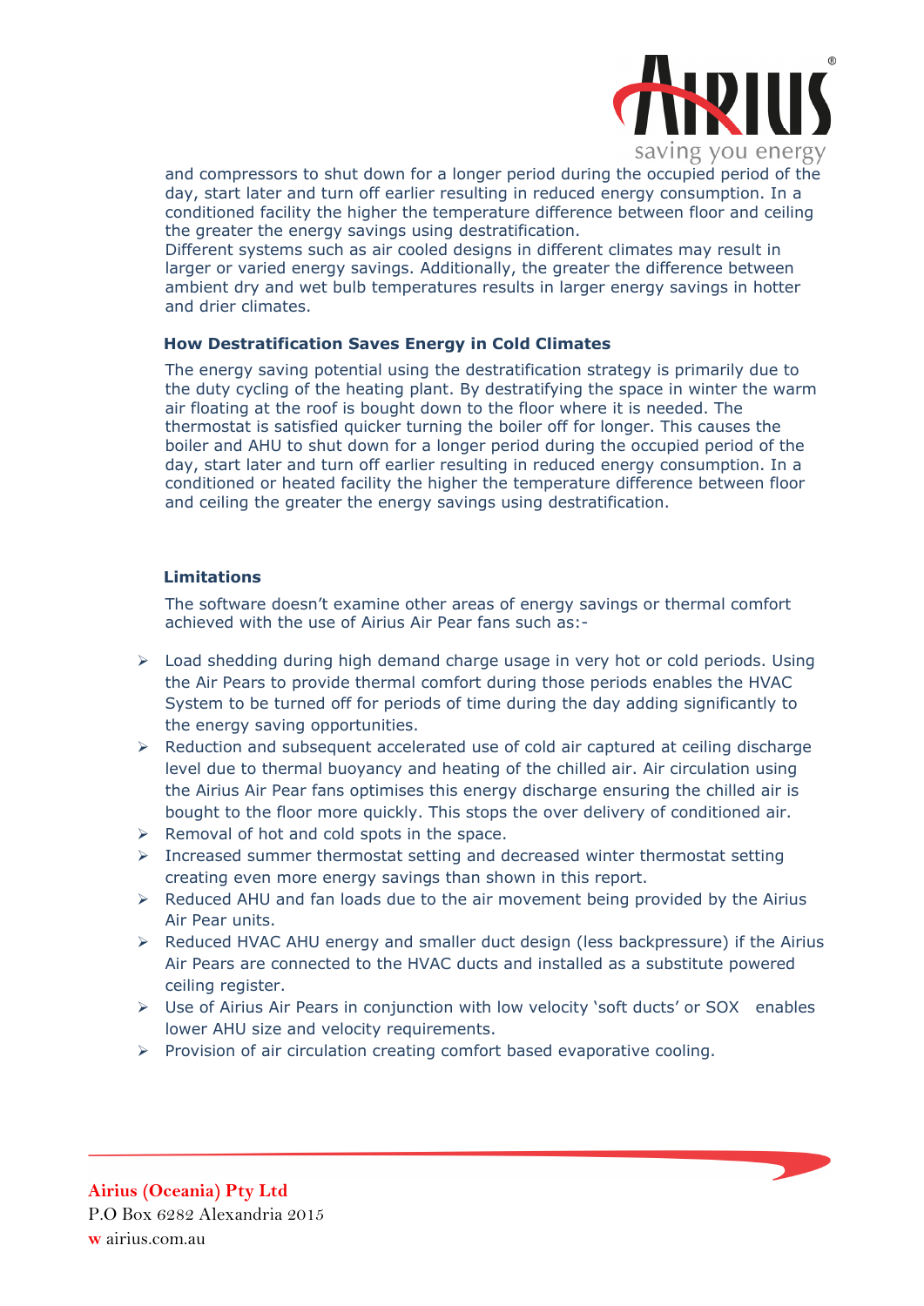and compressors to shut down for a longer period during the occupied period of the day, start later and turn off earlier resulting in reduced energy consumption. In a conditioned facility the higher the temperature difference between floor and ceiling the greater the energy savings using destratification.
Different systems such as air cooled designs in different climates may result in larger or varied energy savings. Additionally, the greater the difference between ambient dry and wet bulb temperatures results in larger energy savings in hotter and drier climates.

### How Destratification Saves Energy in Cold Climates

The energy saving potential using the destratification strategy is primarily due to the duty cycling of the heating plant. By destratifying the space in winter the warm air floating at the roof is bought down to the floor where it is needed. The thermostat is satisfied quicker turning the boiler off for longer. This causes the boiler and AHU to shut down for a longer period during the occupied period of the day, start later and turn off earlier resulting in reduced energy consumption. In a conditioned or heated facility the higher the temperature difference between floor and ceiling the greater the energy savings using destratification.

### Limitations

The software doesn't examine other areas of energy savings or thermal comfort achieved with the use of Airius Air Pear fans such as:-

- Load shedding during high demand charge usage in very hot or cold periods. Using the Air Pears to provide thermal comfort during those periods enables the HVAC System to be turned off for periods of time during the day adding significantly to the energy saving opportunities.
- Reduction and subsequent accelerated use of cold air captured at ceiling discharge level due to thermal buoyancy and heating of the chilled air. Air circulation using the Airius Air Pear fans optimises this energy discharge ensuring the chilled air is bought to the floor more quickly. This stops the over delivery of conditioned air.
- Removal of hot and cold spots in the space.
- Increased summer thermostat setting and decreased winter thermostat setting creating even more energy savings than shown in this report.
- Reduced AHU and fan loads due to the air movement being provided by the Airius Air Pear units.
- Reduced HVAC AHU energy and smaller duct design (less backpressure) if the Airius Air Pears are connected to the HVAC ducts and installed as a substitute powered ceiling register.
- Use of Airius Air Pears in conjunction with low velocity 'soft ducts' or SOX enables lower AHU size and velocity requirements.
- Provision of air circulation creating comfort based evaporative cooling.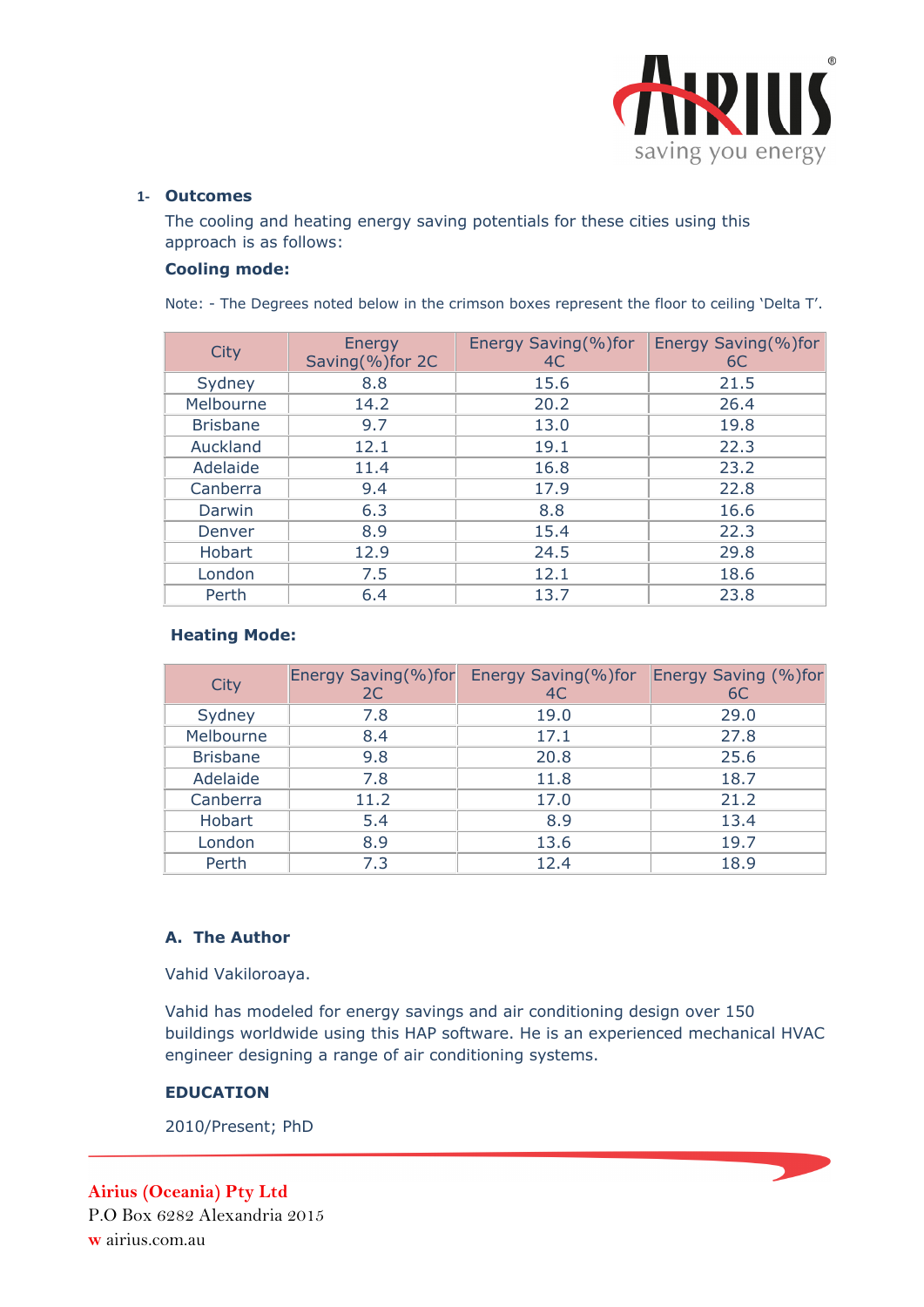## 1- Outcomes

The cooling and heating energy saving potentials for these cities using this approach is as follows:

**Cooling mode:**

Note: - The Degrees noted below in the crimson boxes represent the floor to ceiling 'Delta T'.

| City | Energy Saving(%)for 2C | Energy Saving(%)for 4C | Energy Saving(%)for 6C |
|---|---|---|---|
| Sydney | 8.8 | 15.6 | 21.5 |
| Melbourne | 14.2 | 20.2 | 26.4 |
| Brisbane | 9.7 | 13.0 | 19.8 |
| Auckland | 12.1 | 19.1 | 22.3 |
| Adelaide | 11.4 | 16.8 | 23.2 |
| Canberra | 9.4 | 17.9 | 22.8 |
| Darwin | 6.3 | 8.8 | 16.6 |
| Denver | 8.9 | 15.4 | 22.3 |
| Hobart | 12.9 | 24.5 | 29.8 |
| London | 7.5 | 12.1 | 18.6 |
| Perth | 6.4 | 13.7 | 23.8 |

**Heating Mode:**

| City | Energy Saving(%)for 2C | Energy Saving(%)for 4C | Energy Saving (%)for 6C |
|---|---|---|---|
| Sydney | 7.8 | 19.0 | 29.0 |
| Melbourne | 8.4 | 17.1 | 27.8 |
| Brisbane | 9.8 | 20.8 | 25.6 |
| Adelaide | 7.8 | 11.8 | 18.7 |
| Canberra | 11.2 | 17.0 | 21.2 |
| Hobart | 5.4 | 8.9 | 13.4 |
| London | 8.9 | 13.6 | 19.7 |
| Perth | 7.3 | 12.4 | 18.9 |

## A. The Author

Vahid Vakiloroaya.

Vahid has modeled for energy savings and air conditioning design over 150 buildings worldwide using this HAP software. He is an experienced mechanical HVAC engineer designing a range of air conditioning systems.

**EDUCATION**

2010/Present; PhD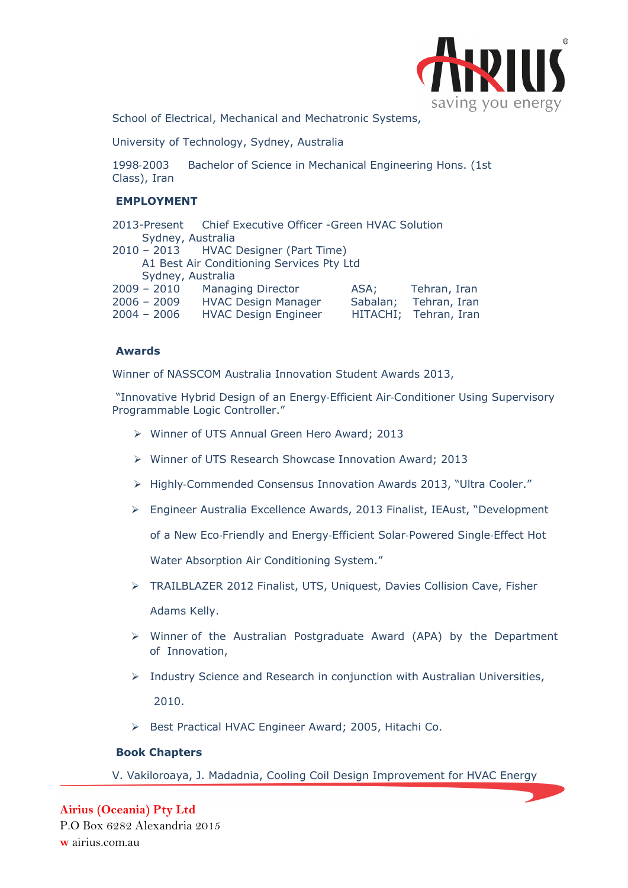School of Electrical, Mechanical and Mechatronic Systems,

University of Technology, Sydney, Australia

1998-2003 Bachelor of Science in Mechanical Engineering Hons. (1st Class), Iran

**EMPLOYMENT**

2013-Present Chief Executive Officer -Green HVAC Solution
Sydney, Australia
2010 – 2013 HVAC Designer (Part Time)
A1 Best Air Conditioning Services Pty Ltd
Sydney, Australia

| | | | |
|---|---|---|---|
| 2009 – 2010 | Managing Director | ASA; | Tehran, Iran |
| 2006 – 2009 | HVAC Design Manager | Sabalan; | Tehran, Iran |
| 2004 – 2006 | HVAC Design Engineer | HITACHI; | Tehran, Iran |

**Awards**

Winner of NASSCOM Australia Innovation Student Awards 2013,

"Innovative Hybrid Design of an Energy-Efficient Air-Conditioner Using Supervisory Programmable Logic Controller."

- Winner of UTS Annual Green Hero Award; 2013
- Winner of UTS Research Showcase Innovation Award; 2013
- Highly-Commended Consensus Innovation Awards 2013, "Ultra Cooler."
- Engineer Australia Excellence Awards, 2013 Finalist, IEAust, "Development of a New Eco-Friendly and Energy-Efficient Solar-Powered Single-Effect Hot Water Absorption Air Conditioning System."
- TRAILBLAZER 2012 Finalist, UTS, Uniquest, Davies Collision Cave, Fisher Adams Kelly.
- Winner of the Australian Postgraduate Award (APA) by the Department of Innovation,
- Industry Science and Research in conjunction with Australian Universities, 2010.
- Best Practical HVAC Engineer Award; 2005, Hitachi Co.

**Book Chapters**

V. Vakiloroaya, J. Madadnia, Cooling Coil Design Improvement for HVAC Energy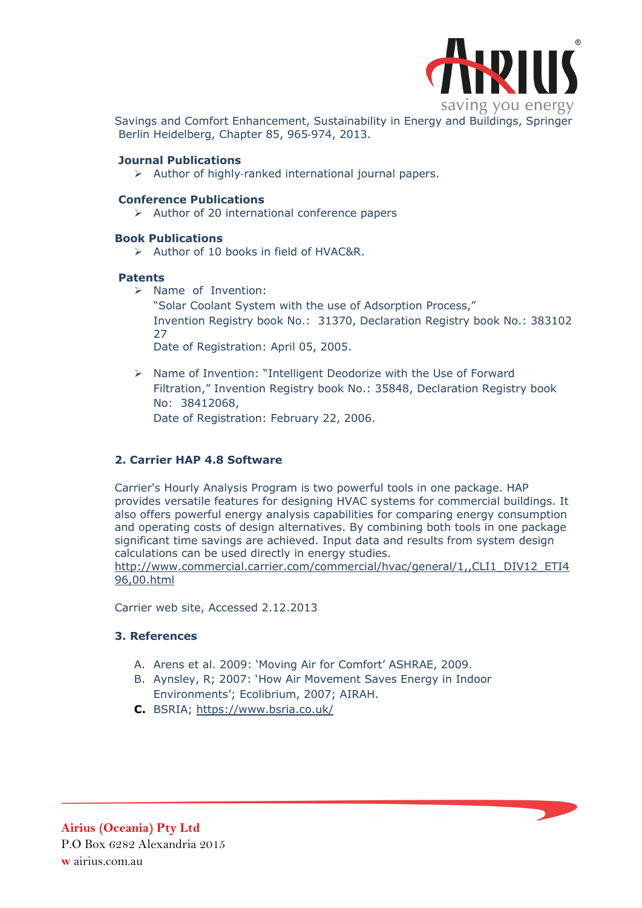Savings and Comfort Enhancement, Sustainability in Energy and Buildings, Springer Berlin Heidelberg, Chapter 85, 965-974, 2013.

**Journal Publications**

- Author of highly-ranked international journal papers.

**Conference Publications**

- Author of 20 international conference papers

**Book Publications**

- Author of 10 books in field of HVAC&R.

**Patents**

- Name of Invention:
  "Solar Coolant System with the use of Adsorption Process,"
  Invention Registry book No.: 31370, Declaration Registry book No.: 383102 27
  Date of Registration: April 05, 2005.

- Name of Invention: "Intelligent Deodorize with the Use of Forward Filtration," Invention Registry book No.: 35848, Declaration Registry book No: 38412068,
  Date of Registration: February 22, 2006.

## 2. Carrier HAP 4.8 Software

Carrier's Hourly Analysis Program is two powerful tools in one package. HAP provides versatile features for designing HVAC systems for commercial buildings. It also offers powerful energy analysis capabilities for comparing energy consumption and operating costs of design alternatives. By combining both tools in one package significant time savings are achieved. Input data and results from system design calculations can be used directly in energy studies.
http://www.commercial.carrier.com/commercial/hvac/general/1,,CLI1_DIV12_ETI496,00.html

Carrier web site, Accessed 2.12.2013

## 3. References

A. Arens et al. 2009: 'Moving Air for Comfort' ASHRAE, 2009.
B. Aynsley, R; 2007: 'How Air Movement Saves Energy in Indoor Environments'; Ecolibrium, 2007; AIRAH.
C. BSRIA; https://www.bsria.co.uk/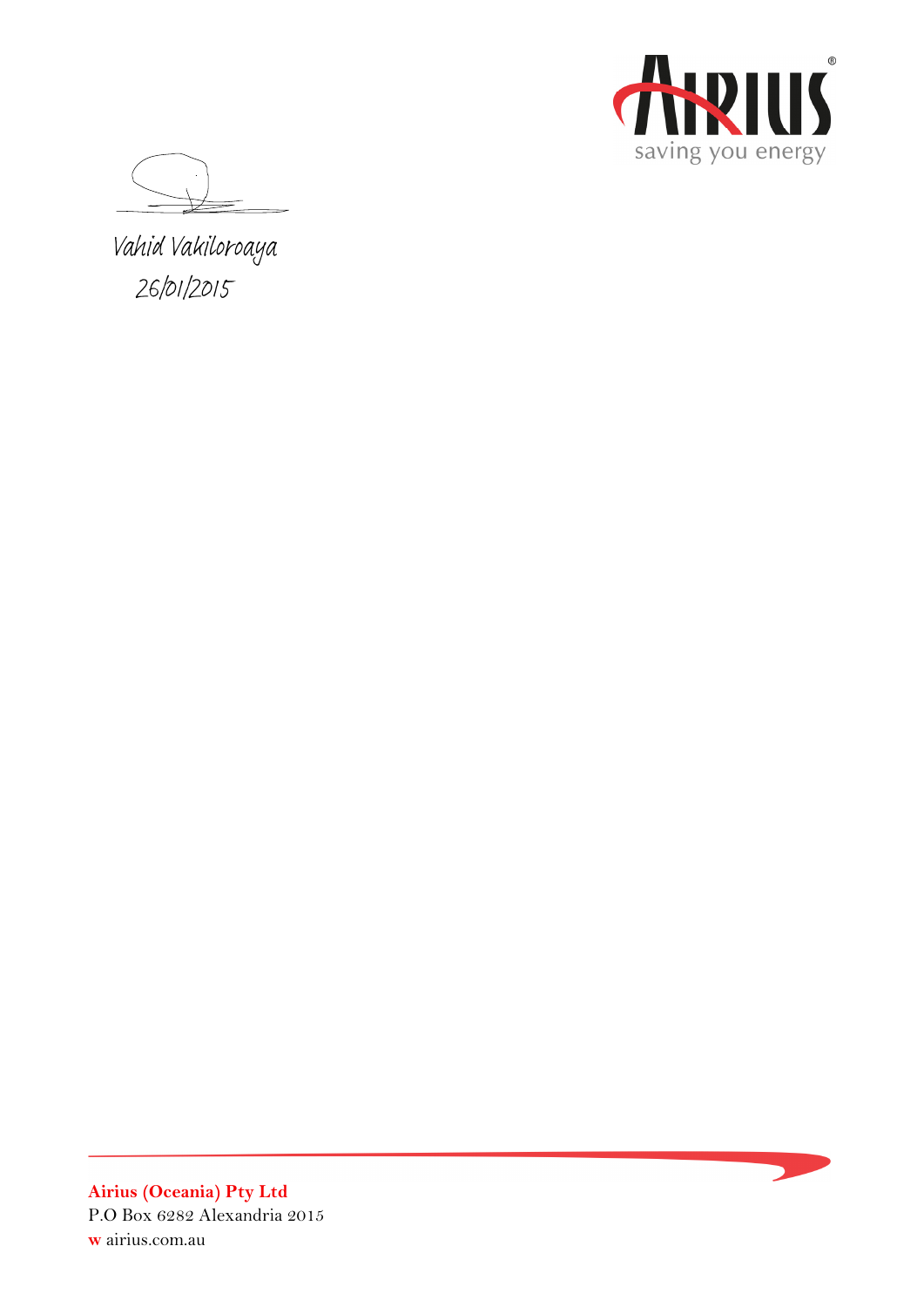Vahid Vakiloroaya
26/01/2015

**Airius (Oceania) Pty Ltd**
P.O Box 6282 Alexandria 2015
**w** airius.com.au